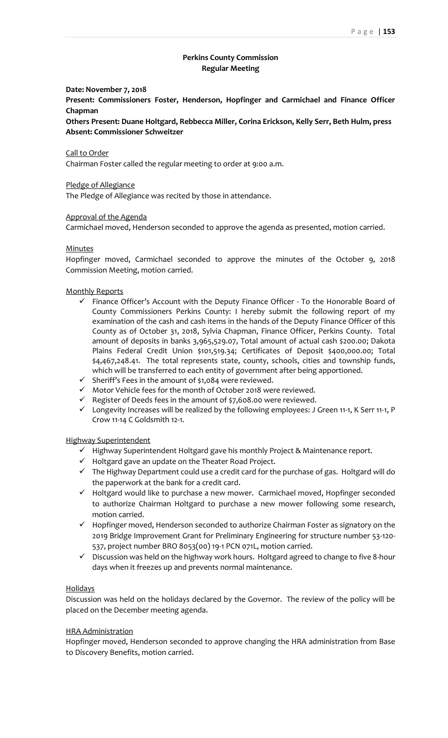**Perkins County Commission**
**Regular Meeting**

**Date: November 7, 2018**

**Present: Commissioners Foster, Henderson, Hopfinger and Carmichael and Finance Officer Chapman**

**Others Present: Duane Holtgard, Rebbecca Miller, Corina Erickson, Kelly Serr, Beth Hulm, press**

**Absent: Commissioner Schweitzer**

Call to Order

Chairman Foster called the regular meeting to order at 9:00 a.m.

Pledge of Allegiance

The Pledge of Allegiance was recited by those in attendance.

Approval of the Agenda

Carmichael moved, Henderson seconded to approve the agenda as presented, motion carried.

Minutes

Hopfinger moved, Carmichael seconded to approve the minutes of the October 9, 2018 Commission Meeting, motion carried.

Monthly Reports

- ✓ Finance Officer's Account with the Deputy Finance Officer - To the Honorable Board of County Commissioners Perkins County: I hereby submit the following report of my examination of the cash and cash items in the hands of the Deputy Finance Officer of this County as of October 31, 2018, Sylvia Chapman, Finance Officer, Perkins County. Total amount of deposits in banks 3,965,529.07, Total amount of actual cash $200.00; Dakota Plains Federal Credit Union $101,519.34; Certificates of Deposit $400,000.00; Total $4,467,248.41. The total represents state, county, schools, cities and township funds, which will be transferred to each entity of government after being apportioned.
- ✓ Sheriff's Fees in the amount of $1,084 were reviewed.
- ✓ Motor Vehicle fees for the month of October 2018 were reviewed.
- ✓ Register of Deeds fees in the amount of $7,608.00 were reviewed.
- ✓ Longevity Increases will be realized by the following employees: J Green 11-1, K Serr 11-1, P Crow 11-14 C Goldsmith 12-1.

Highway Superintendent

- ✓ Highway Superintendent Holtgard gave his monthly Project & Maintenance report.
- ✓ Holtgard gave an update on the Theater Road Project.
- ✓ The Highway Department could use a credit card for the purchase of gas. Holtgard will do the paperwork at the bank for a credit card.
- ✓ Holtgard would like to purchase a new mower. Carmichael moved, Hopfinger seconded to authorize Chairman Holtgard to purchase a new mower following some research, motion carried.
- ✓ Hopfinger moved, Henderson seconded to authorize Chairman Foster as signatory on the 2019 Bridge Improvement Grant for Preliminary Engineering for structure number 53-120-537, project number BRO 8053(00) 19-1 PCN 071L, motion carried.
- ✓ Discussion was held on the highway work hours. Holtgard agreed to change to five 8-hour days when it freezes up and prevents normal maintenance.

Holidays

Discussion was held on the holidays declared by the Governor. The review of the policy will be placed on the December meeting agenda.

HRA Administration

Hopfinger moved, Henderson seconded to approve changing the HRA administration from Base to Discovery Benefits, motion carried.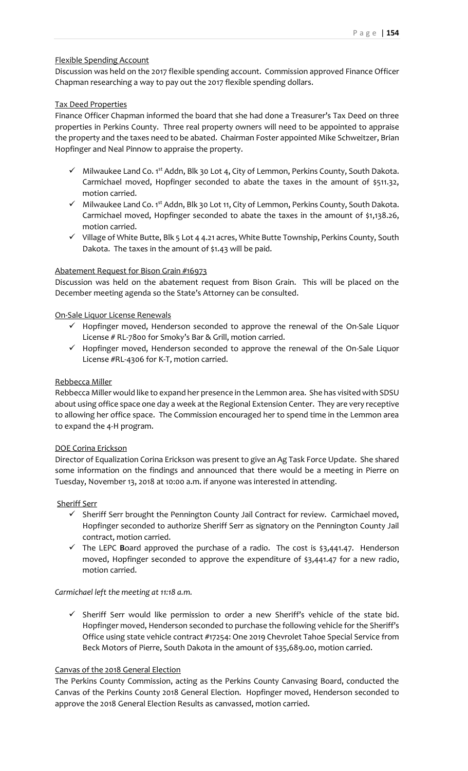Flexible Spending Account

Discussion was held on the 2017 flexible spending account. Commission approved Finance Officer Chapman researching a way to pay out the 2017 flexible spending dollars.

Tax Deed Properties

Finance Officer Chapman informed the board that she had done a Treasurer's Tax Deed on three properties in Perkins County. Three real property owners will need to be appointed to appraise the property and the taxes need to be abated. Chairman Foster appointed Mike Schweitzer, Brian Hopfinger and Neal Pinnow to appraise the property.

- ✓ Milwaukee Land Co. 1st Addn, Blk 30 Lot 4, City of Lemmon, Perkins County, South Dakota. Carmichael moved, Hopfinger seconded to abate the taxes in the amount of $511.32, motion carried.
- ✓ Milwaukee Land Co. 1st Addn, Blk 30 Lot 11, City of Lemmon, Perkins County, South Dakota. Carmichael moved, Hopfinger seconded to abate the taxes in the amount of $1,138.26, motion carried.
- ✓ Village of White Butte, Blk 5 Lot 4 4.21 acres, White Butte Township, Perkins County, South Dakota. The taxes in the amount of $1.43 will be paid.

Abatement Request for Bison Grain #16973

Discussion was held on the abatement request from Bison Grain. This will be placed on the December meeting agenda so the State's Attorney can be consulted.

On-Sale Liquor License Renewals

- ✓ Hopfinger moved, Henderson seconded to approve the renewal of the On-Sale Liquor License # RL-7800 for Smoky's Bar & Grill, motion carried.
- ✓ Hopfinger moved, Henderson seconded to approve the renewal of the On-Sale Liquor License #RL-4306 for K-T, motion carried.

Rebbecca Miller

Rebbecca Miller would like to expand her presence in the Lemmon area. She has visited with SDSU about using office space one day a week at the Regional Extension Center. They are very receptive to allowing her office space. The Commission encouraged her to spend time in the Lemmon area to expand the 4-H program.

DOE Corina Erickson

Director of Equalization Corina Erickson was present to give an Ag Task Force Update. She shared some information on the findings and announced that there would be a meeting in Pierre on Tuesday, November 13, 2018 at 10:00 a.m. if anyone was interested in attending.

Sheriff Serr

- ✓ Sheriff Serr brought the Pennington County Jail Contract for review. Carmichael moved, Hopfinger seconded to authorize Sheriff Serr as signatory on the Pennington County Jail contract, motion carried.
- ✓ The LEPC **B**oard approved the purchase of a radio. The cost is $3,441.47. Henderson moved, Hopfinger seconded to approve the expenditure of $3,441.47 for a new radio, motion carried.

*Carmichael left the meeting at 11:18 a.m.*

- ✓ Sheriff Serr would like permission to order a new Sheriff's vehicle of the state bid. Hopfinger moved, Henderson seconded to purchase the following vehicle for the Sheriff's Office using state vehicle contract #17254: One 2019 Chevrolet Tahoe Special Service from Beck Motors of Pierre, South Dakota in the amount of $35,689.00, motion carried.

Canvas of the 2018 General Election

The Perkins County Commission, acting as the Perkins County Canvasing Board, conducted the Canvas of the Perkins County 2018 General Election. Hopfinger moved, Henderson seconded to approve the 2018 General Election Results as canvassed, motion carried.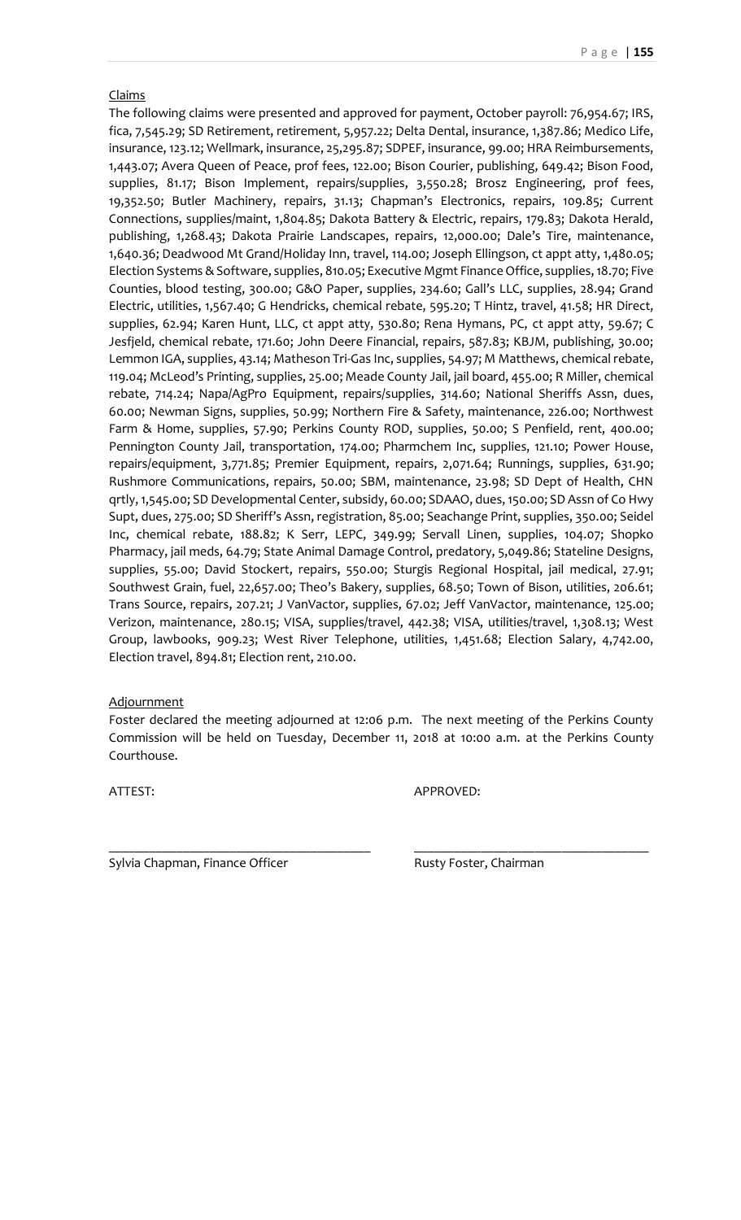Claims

The following claims were presented and approved for payment, October payroll: 76,954.67; IRS, fica, 7,545.29; SD Retirement, retirement, 5,957.22; Delta Dental, insurance, 1,387.86; Medico Life, insurance, 123.12; Wellmark, insurance, 25,295.87; SDPEF, insurance, 99.00; HRA Reimbursements, 1,443.07; Avera Queen of Peace, prof fees, 122.00; Bison Courier, publishing, 649.42; Bison Food, supplies, 81.17; Bison Implement, repairs/supplies, 3,550.28; Brosz Engineering, prof fees, 19,352.50; Butler Machinery, repairs, 31.13; Chapman's Electronics, repairs, 109.85; Current Connections, supplies/maint, 1,804.85; Dakota Battery & Electric, repairs, 179.83; Dakota Herald, publishing, 1,268.43; Dakota Prairie Landscapes, repairs, 12,000.00; Dale's Tire, maintenance, 1,640.36; Deadwood Mt Grand/Holiday Inn, travel, 114.00; Joseph Ellingson, ct appt atty, 1,480.05; Election Systems & Software, supplies, 810.05; Executive Mgmt Finance Office, supplies, 18.70; Five Counties, blood testing, 300.00; G&O Paper, supplies, 234.60; Gall's LLC, supplies, 28.94; Grand Electric, utilities, 1,567.40; G Hendricks, chemical rebate, 595.20; T Hintz, travel, 41.58; HR Direct, supplies, 62.94; Karen Hunt, LLC, ct appt atty, 530.80; Rena Hymans, PC, ct appt atty, 59.67; C Jesfjeld, chemical rebate, 171.60; John Deere Financial, repairs, 587.83; KBJM, publishing, 30.00; Lemmon IGA, supplies, 43.14; Matheson Tri-Gas Inc, supplies, 54.97; M Matthews, chemical rebate, 119.04; McLeod's Printing, supplies, 25.00; Meade County Jail, jail board, 455.00; R Miller, chemical rebate, 714.24; Napa/AgPro Equipment, repairs/supplies, 314.60; National Sheriffs Assn, dues, 60.00; Newman Signs, supplies, 50.99; Northern Fire & Safety, maintenance, 226.00; Northwest Farm & Home, supplies, 57.90; Perkins County ROD, supplies, 50.00; S Penfield, rent, 400.00; Pennington County Jail, transportation, 174.00; Pharmchem Inc, supplies, 121.10; Power House, repairs/equipment, 3,771.85; Premier Equipment, repairs, 2,071.64; Runnings, supplies, 631.90; Rushmore Communications, repairs, 50.00; SBM, maintenance, 23.98; SD Dept of Health, CHN qrtly, 1,545.00; SD Developmental Center, subsidy, 60.00; SDAAO, dues, 150.00; SD Assn of Co Hwy Supt, dues, 275.00; SD Sheriff's Assn, registration, 85.00; Seachange Print, supplies, 350.00; Seidel Inc, chemical rebate, 188.82; K Serr, LEPC, 349.99; Servall Linen, supplies, 104.07; Shopko Pharmacy, jail meds, 64.79; State Animal Damage Control, predatory, 5,049.86; Stateline Designs, supplies, 55.00; David Stockert, repairs, 550.00; Sturgis Regional Hospital, jail medical, 27.91; Southwest Grain, fuel, 22,657.00; Theo's Bakery, supplies, 68.50; Town of Bison, utilities, 206.61; Trans Source, repairs, 207.21; J VanVactor, supplies, 67.02; Jeff VanVactor, maintenance, 125.00; Verizon, maintenance, 280.15; VISA, supplies/travel, 442.38; VISA, utilities/travel, 1,308.13; West Group, lawbooks, 909.23; West River Telephone, utilities, 1,451.68; Election Salary, 4,742.00, Election travel, 894.81; Election rent, 210.00.

Adjournment

Foster declared the meeting adjourned at 12:06 p.m. The next meeting of the Perkins County Commission will be held on Tuesday, December 11, 2018 at 10:00 a.m. at the Perkins County Courthouse.

ATTEST: APPROVED:

_______________________________________ _______________________________________

Sylvia Chapman, Finance Officer Rusty Foster, Chairman